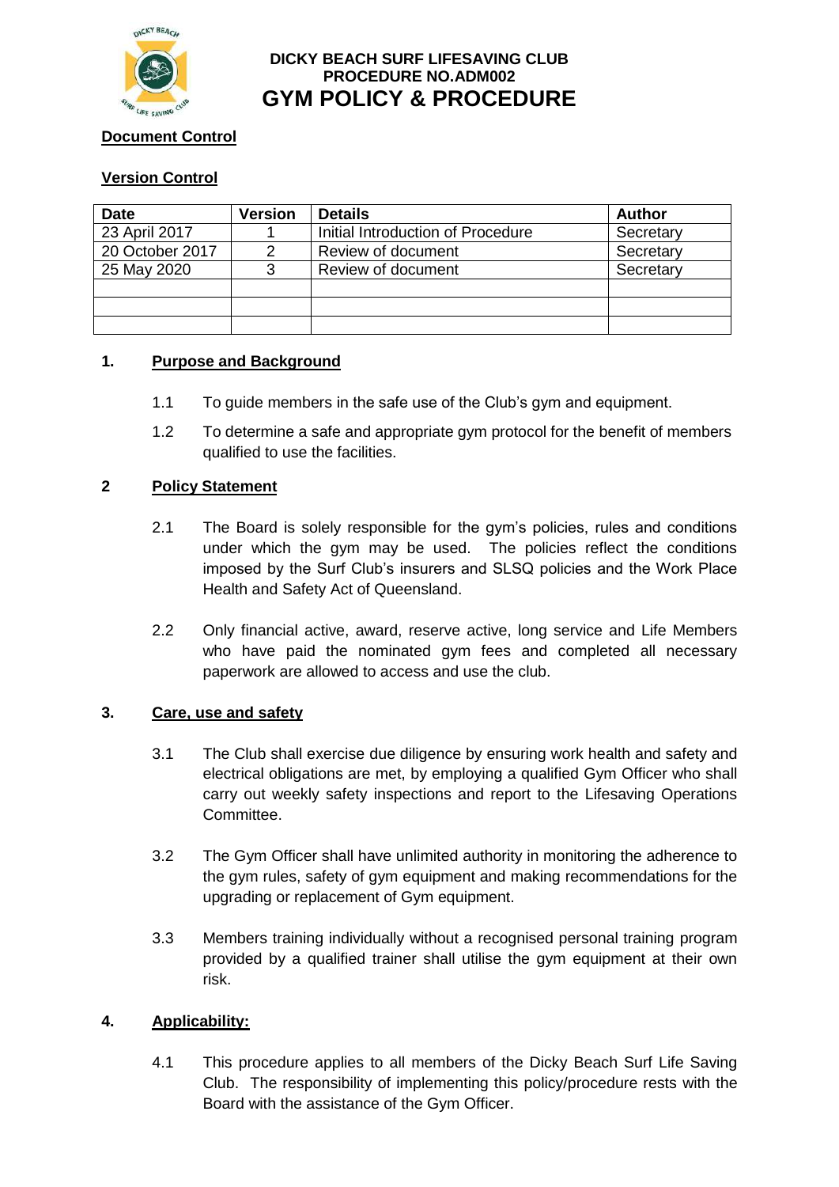**DICKY BEACH SURF LIFESAVING CLUB**
**PROCEDURE NO.ADM002**

# GYM POLICY & PROCEDURE

**Document Control**

**Version Control**

| Date | Version | Details | Author |
|---|---|---|---|
| 23 April 2017 | 1 | Initial Introduction of Procedure | Secretary |
| 20 October 2017 | 2 | Review of document | Secretary |
| 25 May 2020 | 3 | Review of document | Secretary |
| | | | |
| | | | |
| | | | |

## 1. Purpose and Background

1.1 To guide members in the safe use of the Club's gym and equipment.

1.2 To determine a safe and appropriate gym protocol for the benefit of members qualified to use the facilities.

## 2 Policy Statement

2.1 The Board is solely responsible for the gym's policies, rules and conditions under which the gym may be used. The policies reflect the conditions imposed by the Surf Club's insurers and SLSQ policies and the Work Place Health and Safety Act of Queensland.

2.2 Only financial active, award, reserve active, long service and Life Members who have paid the nominated gym fees and completed all necessary paperwork are allowed to access and use the club.

## 3. Care, use and safety

3.1 The Club shall exercise due diligence by ensuring work health and safety and electrical obligations are met, by employing a qualified Gym Officer who shall carry out weekly safety inspections and report to the Lifesaving Operations Committee.

3.2 The Gym Officer shall have unlimited authority in monitoring the adherence to the gym rules, safety of gym equipment and making recommendations for the upgrading or replacement of Gym equipment.

3.3 Members training individually without a recognised personal training program provided by a qualified trainer shall utilise the gym equipment at their own risk.

## 4. Applicability:

4.1 This procedure applies to all members of the Dicky Beach Surf Life Saving Club. The responsibility of implementing this policy/procedure rests with the Board with the assistance of the Gym Officer.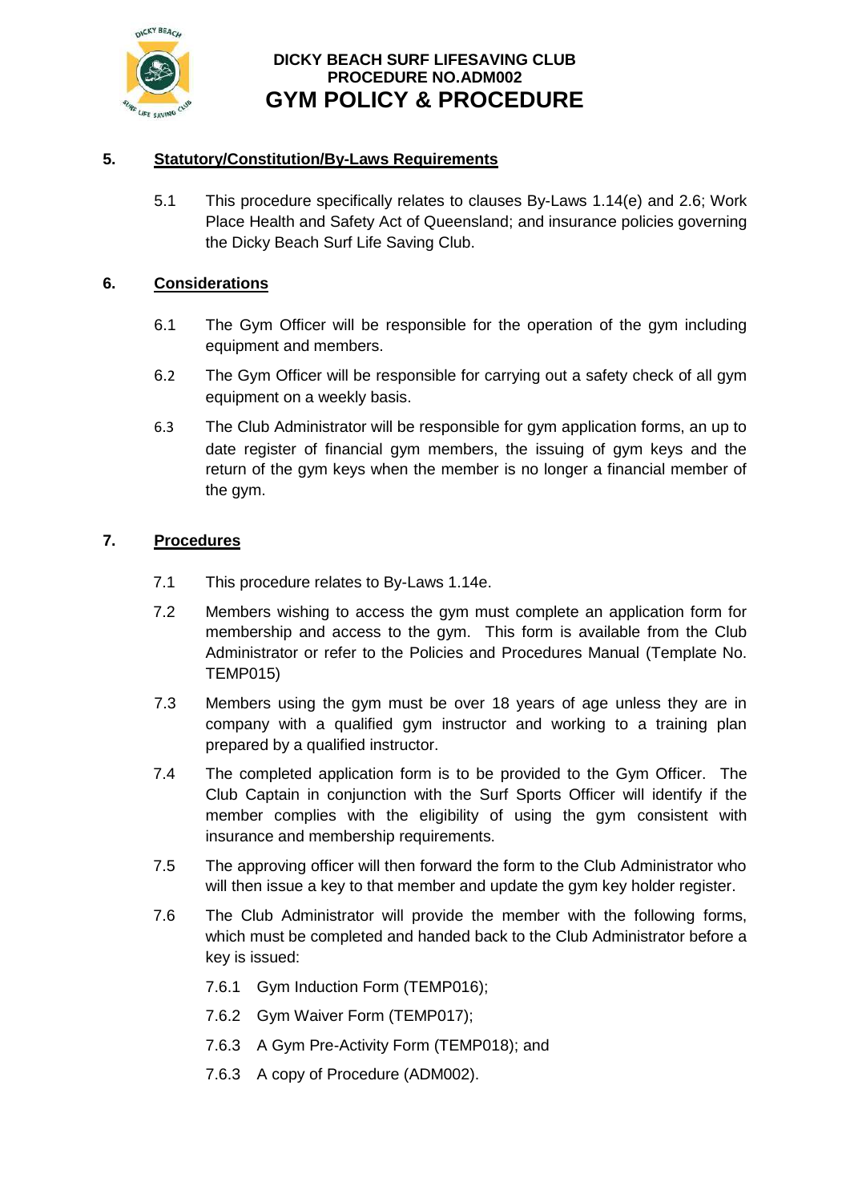## 5. Statutory/Constitution/By-Laws Requirements

5.1 This procedure specifically relates to clauses By-Laws 1.14(e) and 2.6; Work Place Health and Safety Act of Queensland; and insurance policies governing the Dicky Beach Surf Life Saving Club.

## 6. Considerations

6.1 The Gym Officer will be responsible for the operation of the gym including equipment and members.

6.2 The Gym Officer will be responsible for carrying out a safety check of all gym equipment on a weekly basis.

6.3 The Club Administrator will be responsible for gym application forms, an up to date register of financial gym members, the issuing of gym keys and the return of the gym keys when the member is no longer a financial member of the gym.

## 7. Procedures

7.1 This procedure relates to By-Laws 1.14e.

7.2 Members wishing to access the gym must complete an application form for membership and access to the gym. This form is available from the Club Administrator or refer to the Policies and Procedures Manual (Template No. TEMP015)

7.3 Members using the gym must be over 18 years of age unless they are in company with a qualified gym instructor and working to a training plan prepared by a qualified instructor.

7.4 The completed application form is to be provided to the Gym Officer. The Club Captain in conjunction with the Surf Sports Officer will identify if the member complies with the eligibility of using the gym consistent with insurance and membership requirements.

7.5 The approving officer will then forward the form to the Club Administrator who will then issue a key to that member and update the gym key holder register.

7.6 The Club Administrator will provide the member with the following forms, which must be completed and handed back to the Club Administrator before a key is issued:

7.6.1 Gym Induction Form (TEMP016);

7.6.2 Gym Waiver Form (TEMP017);

7.6.3 A Gym Pre-Activity Form (TEMP018); and

7.6.3 A copy of Procedure (ADM002).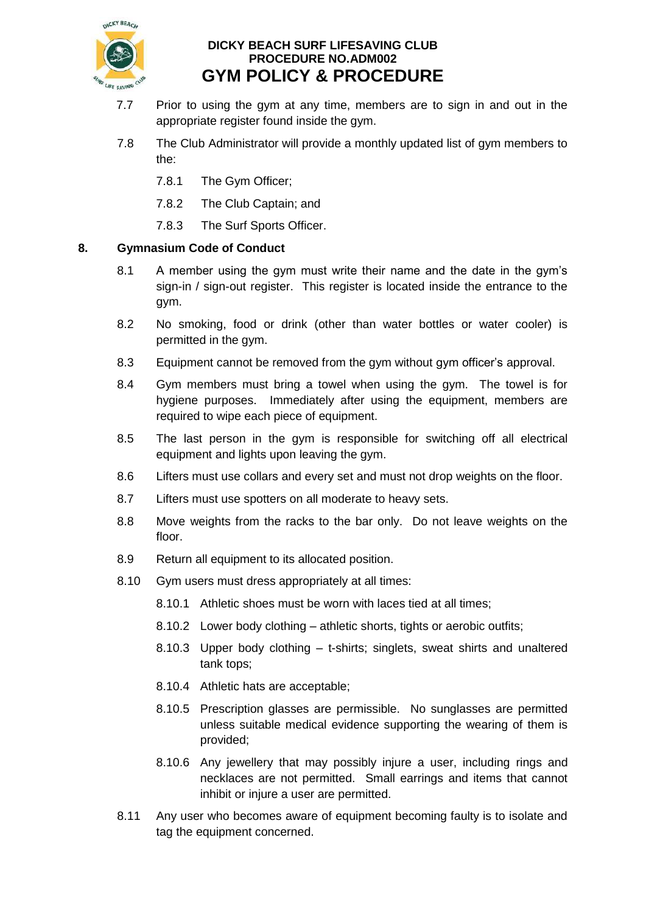7.7 Prior to using the gym at any time, members are to sign in and out in the appropriate register found inside the gym.

7.8 The Club Administrator will provide a monthly updated list of gym members to the:

- 7.8.1 The Gym Officer;
- 7.8.2 The Club Captain; and
- 7.8.3 The Surf Sports Officer.

## 8. Gymnasium Code of Conduct

8.1 A member using the gym must write their name and the date in the gym's sign-in / sign-out register. This register is located inside the entrance to the gym.

8.2 No smoking, food or drink (other than water bottles or water cooler) is permitted in the gym.

8.3 Equipment cannot be removed from the gym without gym officer's approval.

8.4 Gym members must bring a towel when using the gym. The towel is for hygiene purposes. Immediately after using the equipment, members are required to wipe each piece of equipment.

8.5 The last person in the gym is responsible for switching off all electrical equipment and lights upon leaving the gym.

8.6 Lifters must use collars and every set and must not drop weights on the floor.

8.7 Lifters must use spotters on all moderate to heavy sets.

8.8 Move weights from the racks to the bar only. Do not leave weights on the floor.

8.9 Return all equipment to its allocated position.

8.10 Gym users must dress appropriately at all times:

- 8.10.1 Athletic shoes must be worn with laces tied at all times;
- 8.10.2 Lower body clothing – athletic shorts, tights or aerobic outfits;
- 8.10.3 Upper body clothing – t-shirts; singlets, sweat shirts and unaltered tank tops;
- 8.10.4 Athletic hats are acceptable;
- 8.10.5 Prescription glasses are permissible. No sunglasses are permitted unless suitable medical evidence supporting the wearing of them is provided;
- 8.10.6 Any jewellery that may possibly injure a user, including rings and necklaces are not permitted. Small earrings and items that cannot inhibit or injure a user are permitted.

8.11 Any user who becomes aware of equipment becoming faulty is to isolate and tag the equipment concerned.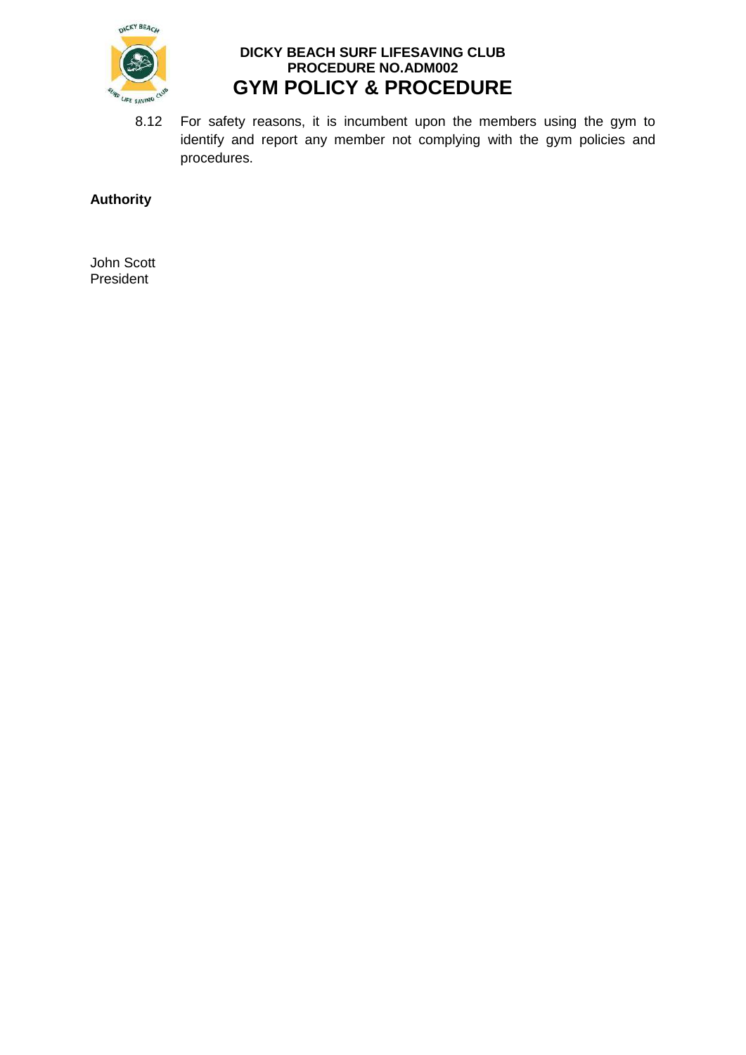8.12 For safety reasons, it is incumbent upon the members using the gym to identify and report any member not complying with the gym policies and procedures.

**Authority**

John Scott
President